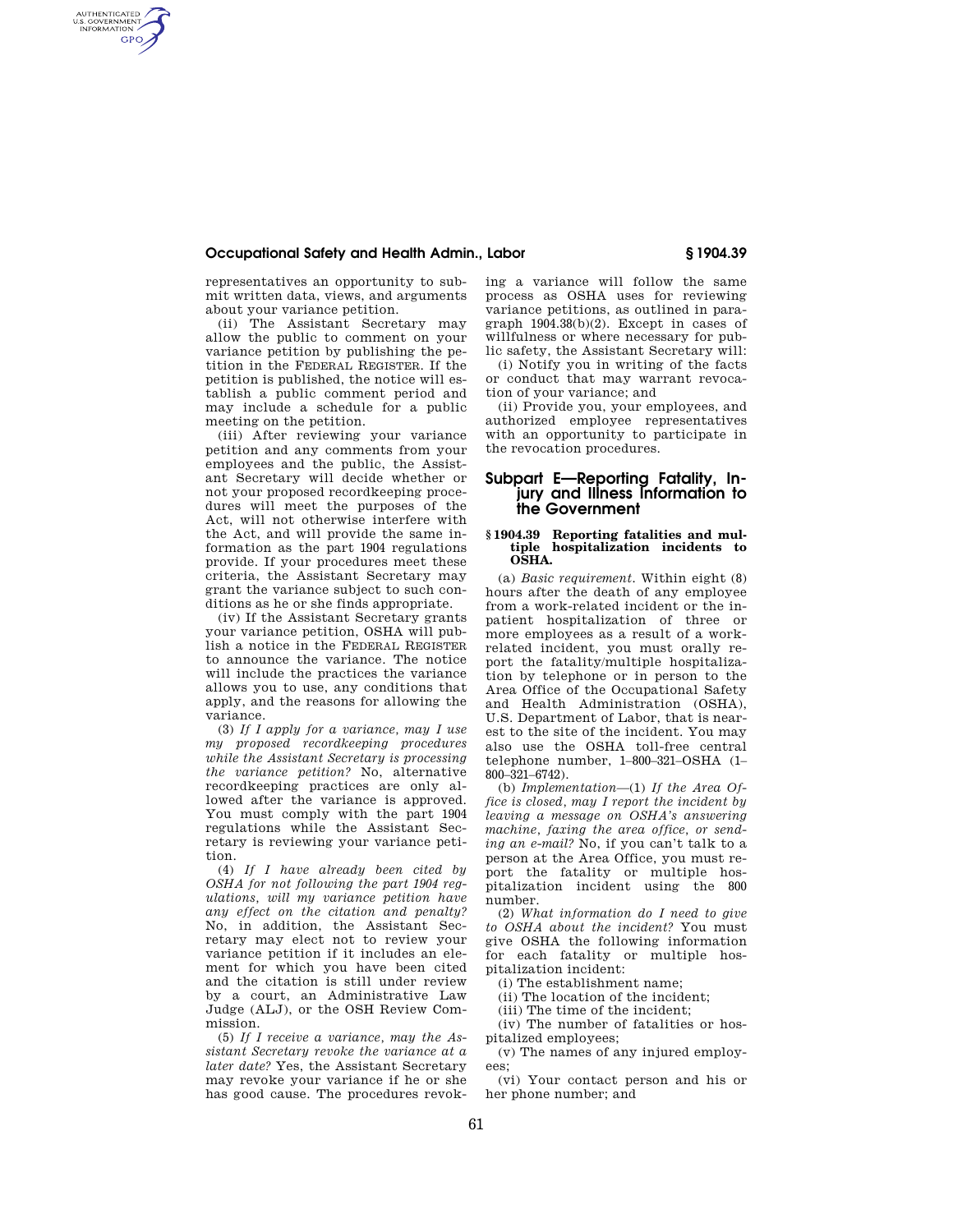representatives an opportunity to submit written data, views, and arguments about your variance petition.

(ii) The Assistant Secretary may allow the public to comment on your variance petition by publishing the petition in the FEDERAL REGISTER. If the petition is published, the notice will establish a public comment period and may include a schedule for a public meeting on the petition.

(iii) After reviewing your variance petition and any comments from your employees and the public, the Assistant Secretary will decide whether or not your proposed recordkeeping procedures will meet the purposes of the Act, will not otherwise interfere with the Act, and will provide the same information as the part 1904 regulations provide. If your procedures meet these criteria, the Assistant Secretary may grant the variance subject to such conditions as he or she finds appropriate.

(iv) If the Assistant Secretary grants your variance petition, OSHA will publish a notice in the FEDERAL REGISTER to announce the variance. The notice will include the practices the variance allows you to use, any conditions that apply, and the reasons for allowing the variance.

(3) *If I apply for a variance, may I use my proposed recordkeeping procedures while the Assistant Secretary is processing the variance petition?* No, alternative recordkeeping practices are only allowed after the variance is approved. You must comply with the part 1904 regulations while the Assistant Secretary is reviewing your variance petition.

(4) *If I have already been cited by OSHA for not following the part 1904 regulations, will my variance petition have any effect on the citation and penalty?* No, in addition, the Assistant Secretary may elect not to review your variance petition if it includes an element for which you have been cited and the citation is still under review by a court, an Administrative Law Judge (ALJ), or the OSH Review Commission.

(5) *If I receive a variance, may the Assistant Secretary revoke the variance at a later date?* Yes, the Assistant Secretary may revoke your variance if he or she has good cause. The procedures revoking a variance will follow the same process as OSHA uses for reviewing variance petitions, as outlined in paragraph 1904.38(b)(2). Except in cases of willfulness or where necessary for public safety, the Assistant Secretary will:

(i) Notify you in writing of the facts or conduct that may warrant revocation of your variance; and

(ii) Provide you, your employees, and authorized employee representatives with an opportunity to participate in the revocation procedures.

## Subpart E—Reporting Fatality, Injury and Illness Information to the Government

### § 1904.39 Reporting fatalities and multiple hospitalization incidents to OSHA.

(a) *Basic requirement.* Within eight (8) hours after the death of any employee from a work-related incident or the inpatient hospitalization of three or more employees as a result of a work-related incident, you must orally report the fatality/multiple hospitalization by telephone or in person to the Area Office of the Occupational Safety and Health Administration (OSHA), U.S. Department of Labor, that is nearest to the site of the incident. You may also use the OSHA toll-free central telephone number, 1–800–321–OSHA (1–800–321–6742).

(b) *Implementation*—(1) *If the Area Office is closed, may I report the incident by leaving a message on OSHA's answering machine, faxing the area office, or sending an e-mail?* No, if you can't talk to a person at the Area Office, you must report the fatality or multiple hospitalization incident using the 800 number.

(2) *What information do I need to give to OSHA about the incident?* You must give OSHA the following information for each fatality or multiple hospitalization incident:

(i) The establishment name;

(ii) The location of the incident;

(iii) The time of the incident;

(iv) The number of fatalities or hospitalized employees;

(v) The names of any injured employees;

(vi) Your contact person and his or her phone number; and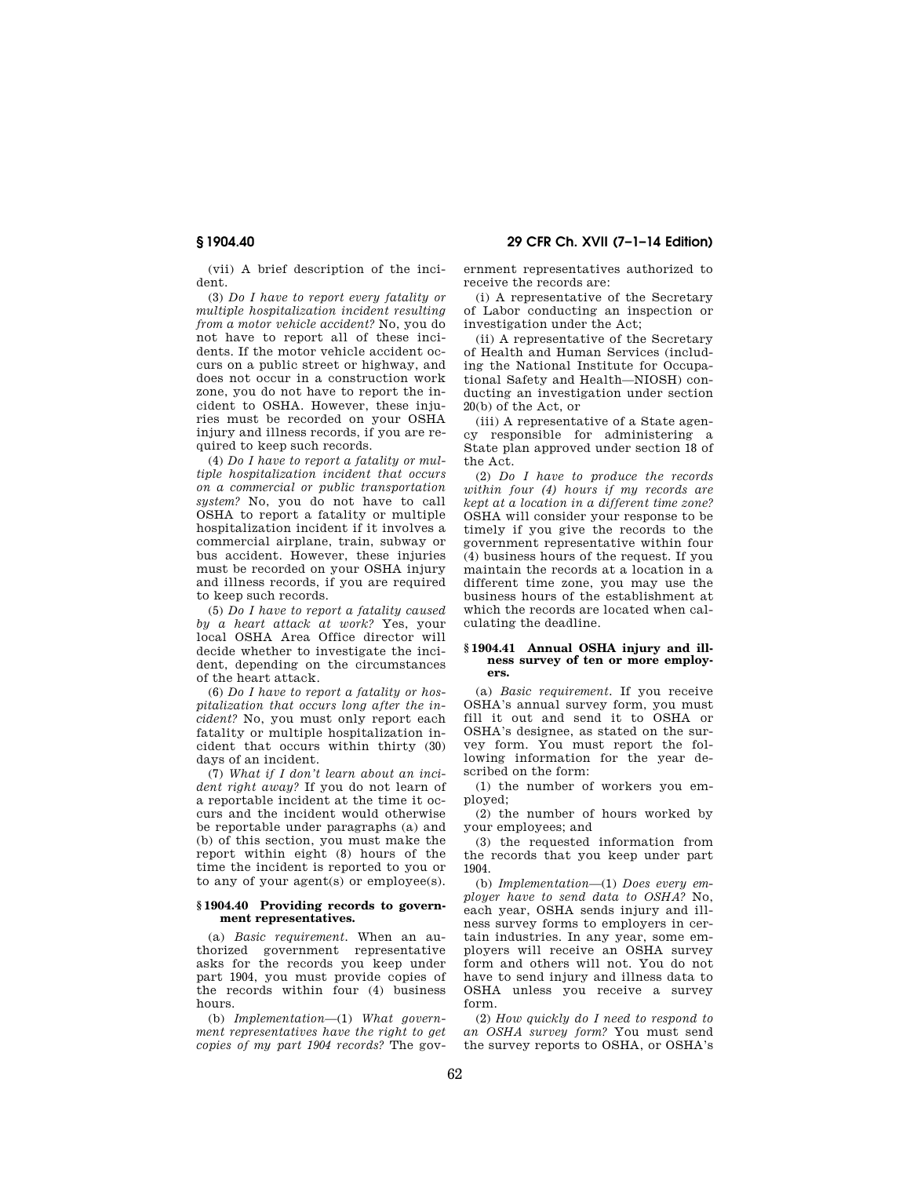(vii) A brief description of the incident.

(3) *Do I have to report every fatality or multiple hospitalization incident resulting from a motor vehicle accident?* No, you do not have to report all of these incidents. If the motor vehicle accident occurs on a public street or highway, and does not occur in a construction work zone, you do not have to report the incident to OSHA. However, these injuries must be recorded on your OSHA injury and illness records, if you are required to keep such records.

(4) *Do I have to report a fatality or multiple hospitalization incident that occurs on a commercial or public transportation system?* No, you do not have to call OSHA to report a fatality or multiple hospitalization incident if it involves a commercial airplane, train, subway or bus accident. However, these injuries must be recorded on your OSHA injury and illness records, if you are required to keep such records.

(5) *Do I have to report a fatality caused by a heart attack at work?* Yes, your local OSHA Area Office director will decide whether to investigate the incident, depending on the circumstances of the heart attack.

(6) *Do I have to report a fatality or hospitalization that occurs long after the incident?* No, you must only report each fatality or multiple hospitalization incident that occurs within thirty (30) days of an incident.

(7) *What if I don't learn about an incident right away?* If you do not learn of a reportable incident at the time it occurs and the incident would otherwise be reportable under paragraphs (a) and (b) of this section, you must make the report within eight (8) hours of the time the incident is reported to you or to any of your agent(s) or employee(s).

### § 1904.40 Providing records to government representatives.

(a) *Basic requirement.* When an authorized government representative asks for the records you keep under part 1904, you must provide copies of the records within four (4) business hours.

(b) *Implementation*—(1) *What government representatives have the right to get copies of my part 1904 records?* The government representatives authorized to receive the records are:

(i) A representative of the Secretary of Labor conducting an inspection or investigation under the Act;

(ii) A representative of the Secretary of Health and Human Services (including the National Institute for Occupational Safety and Health—NIOSH) conducting an investigation under section 20(b) of the Act, or

(iii) A representative of a State agency responsible for administering a State plan approved under section 18 of the Act.

(2) *Do I have to produce the records within four (4) hours if my records are kept at a location in a different time zone?* OSHA will consider your response to be timely if you give the records to the government representative within four (4) business hours of the request. If you maintain the records at a location in a different time zone, you may use the business hours of the establishment at which the records are located when calculating the deadline.

### § 1904.41 Annual OSHA injury and illness survey of ten or more employers.

(a) *Basic requirement.* If you receive OSHA's annual survey form, you must fill it out and send it to OSHA or OSHA's designee, as stated on the survey form. You must report the following information for the year described on the form:

(1) the number of workers you employed;

(2) the number of hours worked by your employees; and

(3) the requested information from the records that you keep under part 1904.

(b) *Implementation*—(1) *Does every employer have to send data to OSHA?* No, each year, OSHA sends injury and illness survey forms to employers in certain industries. In any year, some employers will receive an OSHA survey form and others will not. You do not have to send injury and illness data to OSHA unless you receive a survey form.

(2) *How quickly do I need to respond to an OSHA survey form?* You must send the survey reports to OSHA, or OSHA's